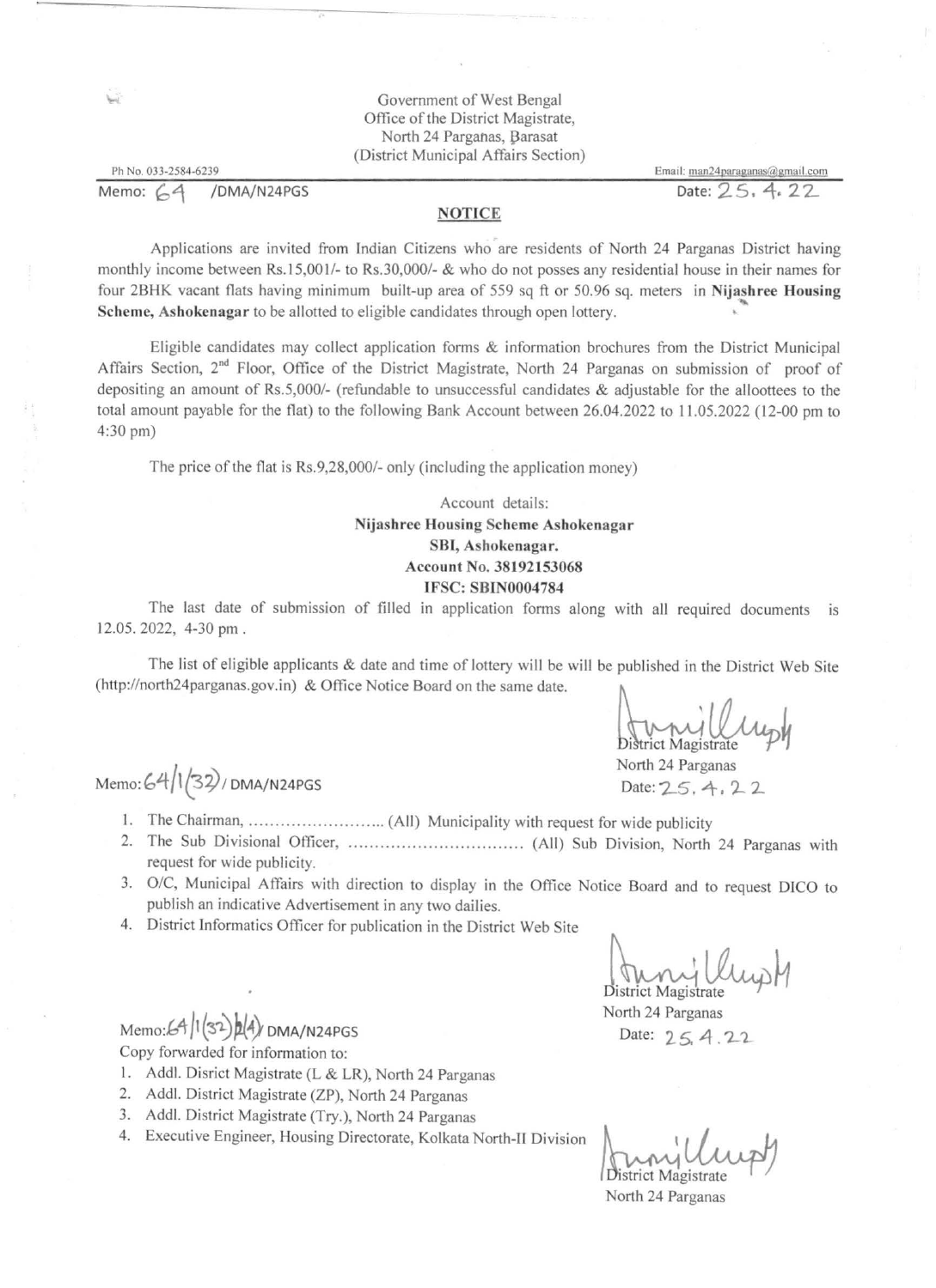Government of West Bengal
Office of the District Magistrate,
North 24 Parganas, Barasat
(District Municipal Affairs Section)

Ph No. 033-2584-6239 Email: man24paraganas@gmail.com

Memo: 64 /DMA/N24PGS Date: 25.4.22

## NOTICE

Applications are invited from Indian Citizens who are residents of North 24 Parganas District having monthly income between Rs.15,001/- to Rs.30,000/- & who do not posses any residential house in their names for four 2BHK vacant flats having minimum built-up area of 559 sq ft or 50.96 sq. meters in **Nijashree Housing Scheme, Ashokenagar** to be allotted to eligible candidates through open lottery.

Eligible candidates may collect application forms & information brochures from the District Municipal Affairs Section, 2nd Floor, Office of the District Magistrate, North 24 Parganas on submission of proof of depositing an amount of Rs.5,000/- (refundable to unsuccessful candidates & adjustable for the allottees to the total amount payable for the flat) to the following Bank Account between 26.04.2022 to 11.05.2022 (12-00 pm to 4:30 pm)

The price of the flat is Rs.9,28,000/- only (including the application money)

Account details:
**Nijashree Housing Scheme Ashokenagar**
**SBI, Ashokenagar.**
**Account No. 38192153068**
**IFSC: SBIN0004784**

The last date of submission of filled in application forms along with all required documents is 12.05. 2022, 4-30 pm .

The list of eligible applicants & date and time of lottery will be will be published in the District Web Site (http://north24parganas.gov.in) & Office Notice Board on the same date.

District Magistrate
North 24 Parganas

Memo: 64/1(32)/ DMA/N24PGS Date: 25.4.22

1. The Chairman, ......................... (All) Municipality with request for wide publicity
2. The Sub Divisional Officer, ................................ (All) Sub Division, North 24 Parganas with request for wide publicity.
3. O/C, Municipal Affairs with direction to display in the Office Notice Board and to request DICO to publish an indicative Advertisement in any two dailies.
4. District Informatics Officer for publication in the District Web Site

District Magistrate
North 24 Parganas

Memo: 64/1(32)/1(4)/ DMA/N24PGS Date: 25.4.22

Copy forwarded for information to:

1. Addl. Disrict Magistrate (L & LR), North 24 Parganas
2. Addl. District Magistrate (ZP), North 24 Parganas
3. Addl. District Magistrate (Try.), North 24 Parganas
4. Executive Engineer, Housing Directorate, Kolkata North-II Division

District Magistrate
North 24 Parganas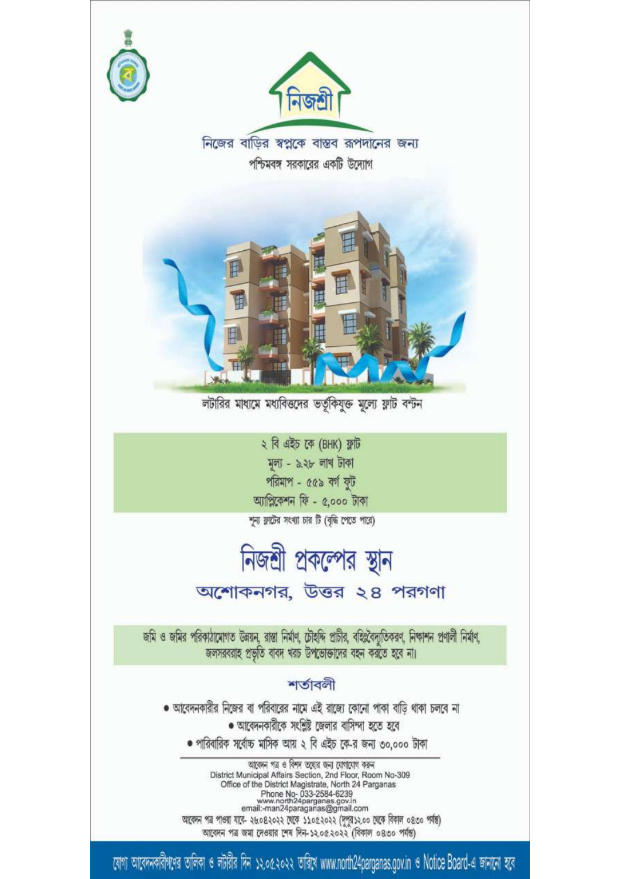# নিজশ্রী

নিজের বাড়ির স্বপ্নকে বাস্তব রূপদানের জন্য

পশ্চিমবঙ্গ সরকারের একটি উদ্যোগ

লটারির মাধ্যমে মধ্যবিত্তদের ভর্তুকিযুক্ত মূল্যে ফ্লাট বন্টন

২ বি এইচ কে (BHK) ফ্লাট

মূল্য - ৯.২৮ লাখ টাকা

পরিমাপ - ৫৫৯ বর্গ ফুট

অ্যাপ্লিকেশন ফি - ৫,০০০ টাকা

শূন্য ফ্লাটের সংখ্যা চার টি (বৃদ্ধি পেতে পারে)

## নিজশ্রী প্রকল্পের স্থান

### অশোকনগর, উত্তর ২৪ পরগণা

জমি ও জমির পরিকাঠামোগত উন্নয়ন, রাস্তা নির্মাণ, চৌহদ্দি প্রাচীর, বহির্বৈদ্যুতিকরণ, নিকাশন প্রণালী নির্মাণ, জলসরবরাহ প্রভৃতি বাবদ খরচ উপভোক্তাদের বহন করতে হবে না।

### শর্তাবলী

- আবেদনকারীর নিজের বা পরিবারের নামে এই রাজ্যে কোনো পাকা বাড়ি থাকা চলবে না
- আবেদনকারীকে সংশ্লিষ্ট জেলার বাসিন্দা হতে হবে
- পারিবারিক সর্বোচ্চ মাসিক আয় ২ বি এইচ কে-র জন্য ৩০,০০০ টাকা

আবেদন পত্র ও বিশদ তথ্যের জন্য যোগাযোগ করুন

District Municipal Affairs Section, 2nd Floor, Room No-309

Office of the District Magistrate, North 24 Parganas

Phone No- 033-2584-6239

www.north24parganas.gov.in

email:-man24paraganas@gmail.com

আবেদন পত্র পাওয়া যাবে- ২৬.০৪.২০২২ থেকে ১১.০৫.২০২২ (দুপুর১২.০০ থেকে বিকাল ০৪.৩০ পর্যন্ত)

আবেদন পত্র জমা দেওয়ার শেষ দিন-১২.০৫.২০২২ (বিকাল ০৪.৩০ পর্যন্ত)

যোগ্য আবেদনকারীগণের তালিকা ও লটারীর দিন ১২.০৫.২০২২ তারিখ www.north24parganas.gov.in ও Notice Board-এ জানানো হবে